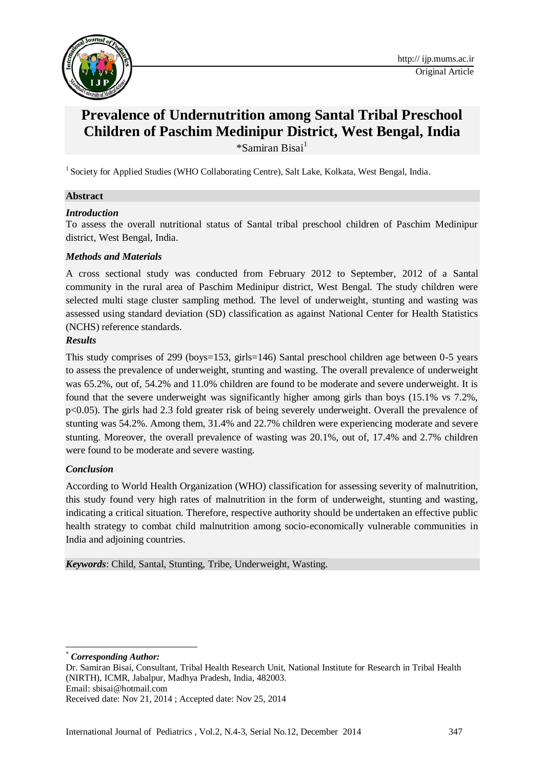# Prevalence of Undernutrition among Santal Tribal Preschool Children of Paschim Medinipur District, West Bengal, India

*Samiran Bisai[1]

[1] Society for Applied Studies (WHO Collaborating Centre), Salt Lake, Kolkata, West Bengal, India.

## Abstract

### *Introduction*

To assess the overall nutritional status of Santal tribal preschool children of Paschim Medinipur district, West Bengal, India.

### *Methods and Materials*

A cross sectional study was conducted from February 2012 to September, 2012 of a Santal community in the rural area of Paschim Medinipur district, West Bengal. The study children were selected multi stage cluster sampling method. The level of underweight, stunting and wasting was assessed using standard deviation (SD) classification as against National Center for Health Statistics (NCHS) reference standards.

### *Results*

This study comprises of 299 (boys=153, girls=146) Santal preschool children age between 0-5 years to assess the prevalence of underweight, stunting and wasting. The overall prevalence of underweight was 65.2%, out of, 54.2% and 11.0% children are found to be moderate and severe underweight. It is found that the severe underweight was significantly higher among girls than boys (15.1% vs 7.2%, $p<0.05$). The girls had 2.3 fold greater risk of being severely underweight. Overall the prevalence of stunting was 54.2%. Among them, 31.4% and 22.7% children were experiencing moderate and severe stunting. Moreover, the overall prevalence of wasting was 20.1%, out of, 17.4% and 2.7% children were found to be moderate and severe wasting.

### *Conclusion*

According to World Health Organization (WHO) classification for assessing severity of malnutrition, this study found very high rates of malnutrition in the form of underweight, stunting and wasting, indicating a critical situation. Therefore, respective authority should be undertaken an effective public health strategy to combat child malnutrition among socio-economically vulnerable communities in India and adjoining countries.

***Keywords***: Child, Santal, Stunting, Tribe, Underweight, Wasting.

---

\* ***Corresponding Author:***

Dr. Samiran Bisai, Consultant, Tribal Health Research Unit, National Institute for Research in Tribal Health (NIRTH), ICMR, Jabalpur, Madhya Pradesh, India, 482003.

Email: sbisai@hotmail.com

Received date: Nov 21, 2014 ; Accepted date: Nov 25, 2014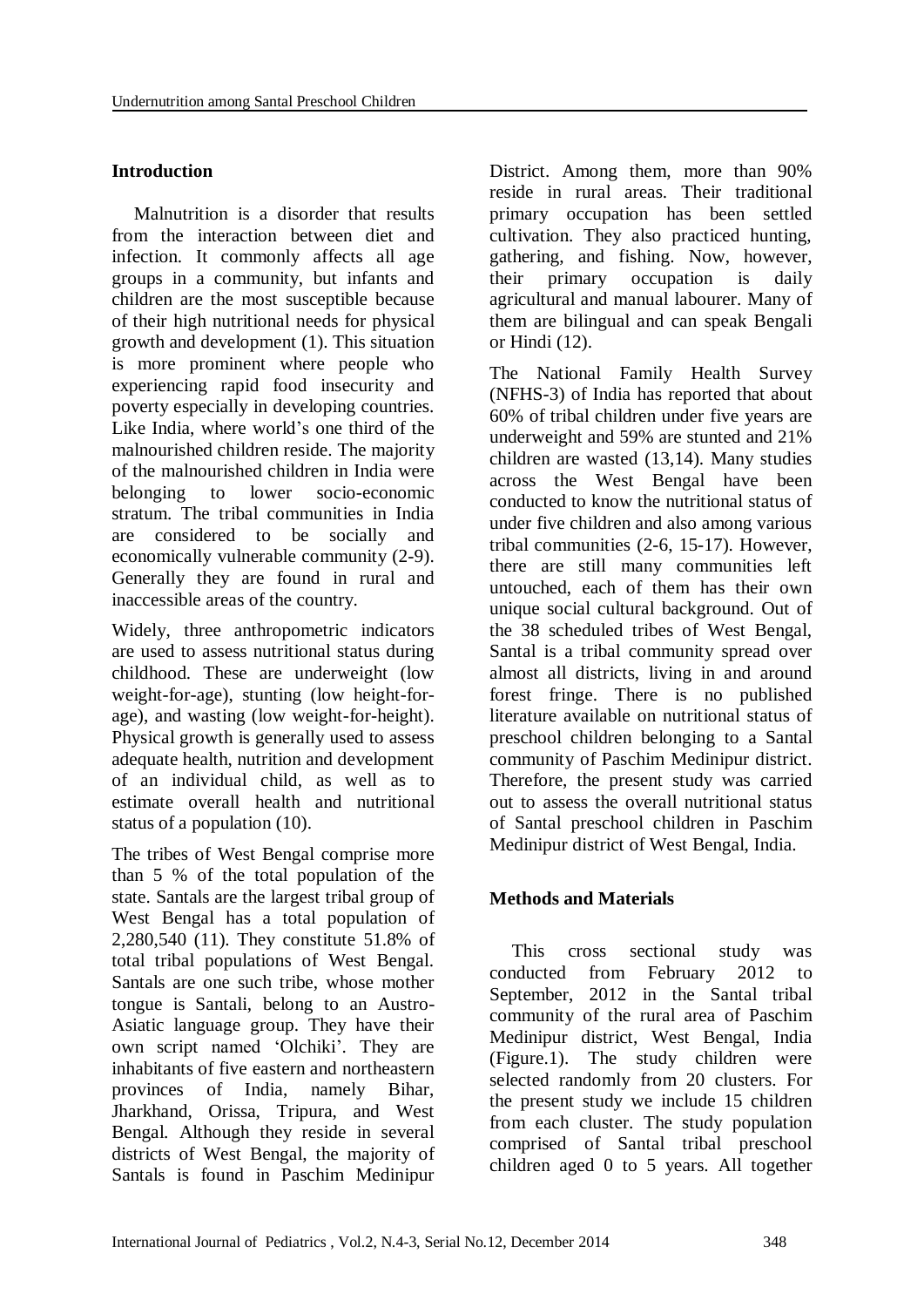## Introduction

Malnutrition is a disorder that results from the interaction between diet and infection. It commonly affects all age groups in a community, but infants and children are the most susceptible because of their high nutritional needs for physical growth and development (1). This situation is more prominent where people who experiencing rapid food insecurity and poverty especially in developing countries. Like India, where world's one third of the malnourished children reside. The majority of the malnourished children in India were belonging to lower socio-economic stratum. The tribal communities in India are considered to be socially and economically vulnerable community (2-9). Generally they are found in rural and inaccessible areas of the country.

Widely, three anthropometric indicators are used to assess nutritional status during childhood. These are underweight (low weight-for-age), stunting (low height-for-age), and wasting (low weight-for-height). Physical growth is generally used to assess adequate health, nutrition and development of an individual child, as well as to estimate overall health and nutritional status of a population (10).

The tribes of West Bengal comprise more than 5 % of the total population of the state. Santals are the largest tribal group of West Bengal has a total population of 2,280,540 (11). They constitute 51.8% of total tribal populations of West Bengal. Santals are one such tribe, whose mother tongue is Santali, belong to an Austro-Asiatic language group. They have their own script named 'Olchiki'. They are inhabitants of five eastern and northeastern provinces of India, namely Bihar, Jharkhand, Orissa, Tripura, and West Bengal. Although they reside in several districts of West Bengal, the majority of Santals is found in Paschim Medinipur District. Among them, more than 90% reside in rural areas. Their traditional primary occupation has been settled cultivation. They also practiced hunting, gathering, and fishing. Now, however, their primary occupation is daily agricultural and manual labourer. Many of them are bilingual and can speak Bengali or Hindi (12).

The National Family Health Survey (NFHS-3) of India has reported that about 60% of tribal children under five years are underweight and 59% are stunted and 21% children are wasted (13,14). Many studies across the West Bengal have been conducted to know the nutritional status of under five children and also among various tribal communities (2-6, 15-17). However, there are still many communities left untouched, each of them has their own unique social cultural background. Out of the 38 scheduled tribes of West Bengal, Santal is a tribal community spread over almost all districts, living in and around forest fringe. There is no published literature available on nutritional status of preschool children belonging to a Santal community of Paschim Medinipur district. Therefore, the present study was carried out to assess the overall nutritional status of Santal preschool children in Paschim Medinipur district of West Bengal, India.

## Methods and Materials

This cross sectional study was conducted from February 2012 to September, 2012 in the Santal tribal community of the rural area of Paschim Medinipur district, West Bengal, India (Figure.1). The study children were selected randomly from 20 clusters. For the present study we include 15 children from each cluster. The study population comprised of Santal tribal preschool children aged 0 to 5 years. All together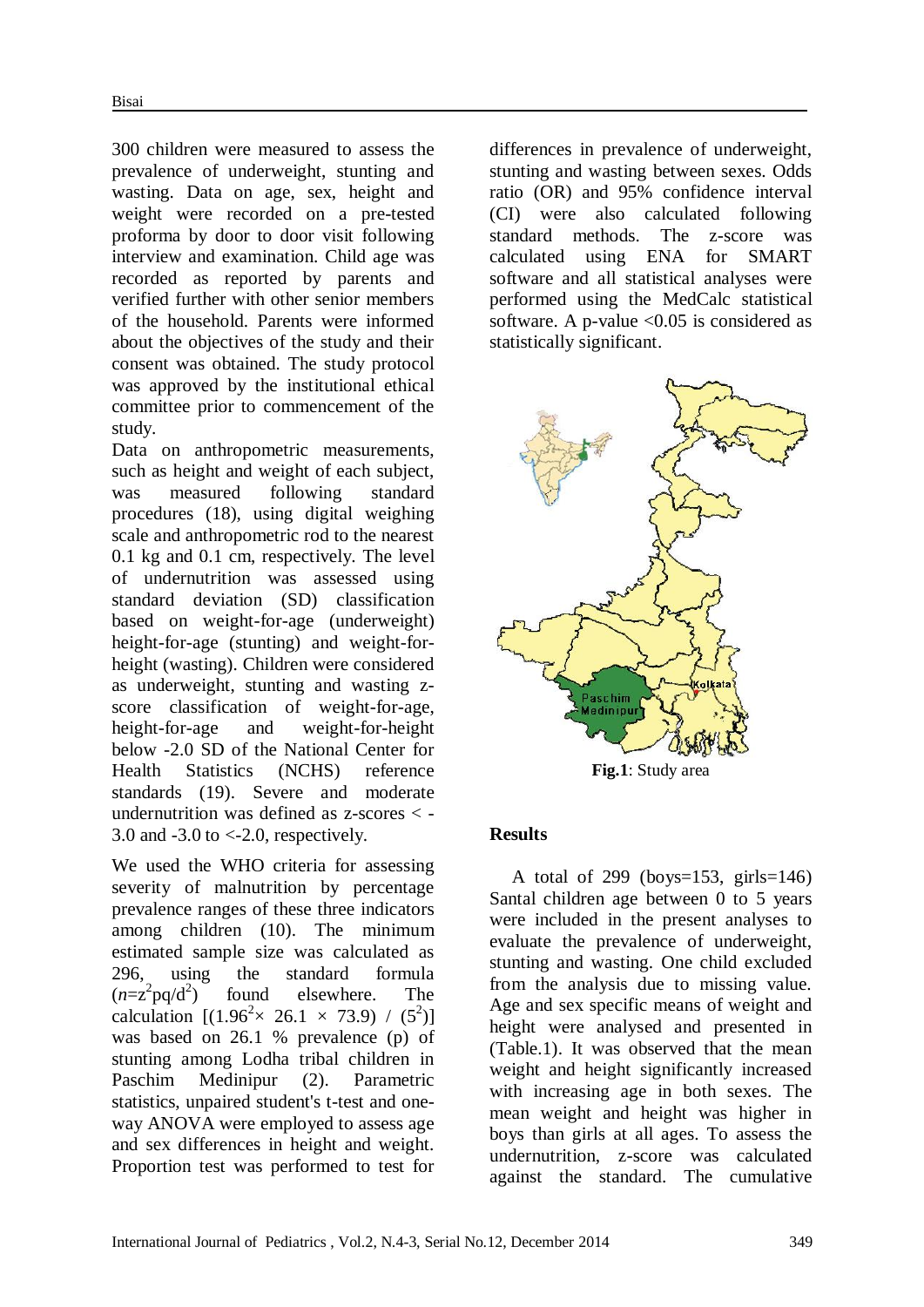300 children were measured to assess the prevalence of underweight, stunting and wasting. Data on age, sex, height and weight were recorded on a pre-tested proforma by door to door visit following interview and examination. Child age was recorded as reported by parents and verified further with other senior members of the household. Parents were informed about the objectives of the study and their consent was obtained. The study protocol was approved by the institutional ethical committee prior to commencement of the study.

Data on anthropometric measurements, such as height and weight of each subject, was measured following standard procedures (18), using digital weighing scale and anthropometric rod to the nearest 0.1 kg and 0.1 cm, respectively. The level of undernutrition was assessed using standard deviation (SD) classification based on weight-for-age (underweight) height-for-age (stunting) and weight-for-height (wasting). Children were considered as underweight, stunting and wasting z-score classification of weight-for-age, height-for-age and weight-for-height below -2.0 SD of the National Center for Health Statistics (NCHS) reference standards (19). Severe and moderate undernutrition was defined as z-scores < -3.0 and -3.0 to <-2.0, respectively.

We used the WHO criteria for assessing severity of malnutrition by percentage prevalence ranges of these three indicators among children (10). The minimum estimated sample size was calculated as 296, using the standard formula ($n=z^2pq/d^2$) found elsewhere. The calculation $[(1.96^2\times 26.1 \times 73.9) / (5^2)]$ was based on 26.1 % prevalence (p) of stunting among Lodha tribal children in Paschim Medinipur (2). Parametric statistics, unpaired student's t-test and one-way ANOVA were employed to assess age and sex differences in height and weight. Proportion test was performed to test for differences in prevalence of underweight, stunting and wasting between sexes. Odds ratio (OR) and 95% confidence interval (CI) were also calculated following standard methods. The z-score was calculated using ENA for SMART software and all statistical analyses were performed using the MedCalc statistical software. A p-value <0.05 is considered as statistically significant.

**Fig.1**: Study area

## Results

A total of 299 (boys=153, girls=146) Santal children age between 0 to 5 years were included in the present analyses to evaluate the prevalence of underweight, stunting and wasting. One child excluded from the analysis due to missing value. Age and sex specific means of weight and height were analysed and presented in (Table.1). It was observed that the mean weight and height significantly increased with increasing age in both sexes. The mean weight and height was higher in boys than girls at all ages. To assess the undernutrition, z-score was calculated against the standard. The cumulative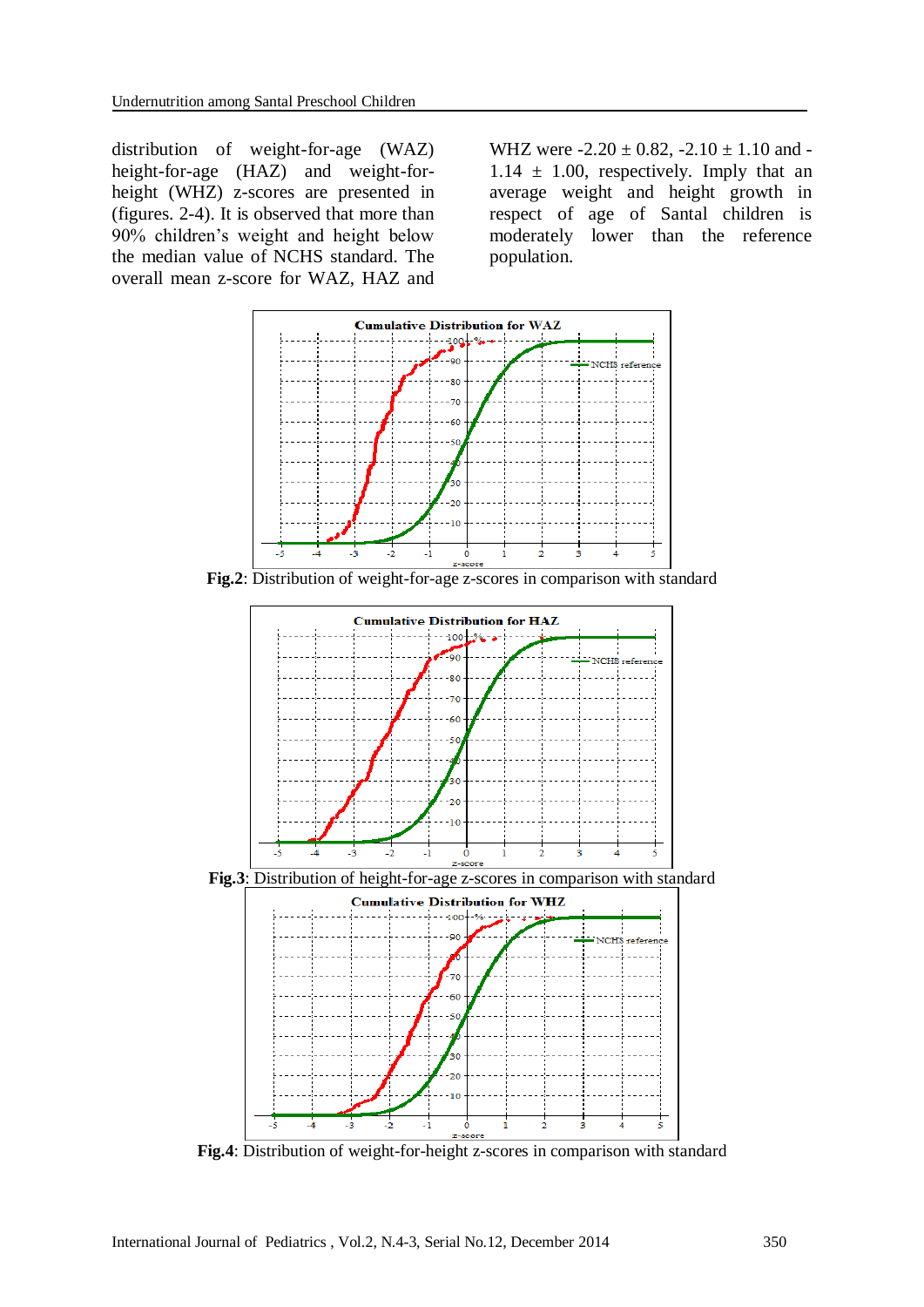distribution of weight-for-age (WAZ) height-for-age (HAZ) and weight-for-height (WHZ) z-scores are presented in (figures. 2-4). It is observed that more than 90% children's weight and height below the median value of NCHS standard. The overall mean z-score for WAZ, HAZ and WHZ were $-2.20 \pm 0.82$, $-2.10 \pm 1.10$ and $-1.14 \pm 1.00$, respectively. Imply that an average weight and height growth in respect of age of Santal children is moderately lower than the reference population.

**Fig.2**: Distribution of weight-for-age z-scores in comparison with standard

**Fig.3**: Distribution of height-for-age z-scores in comparison with standard

**Fig.4**: Distribution of weight-for-height z-scores in comparison with standard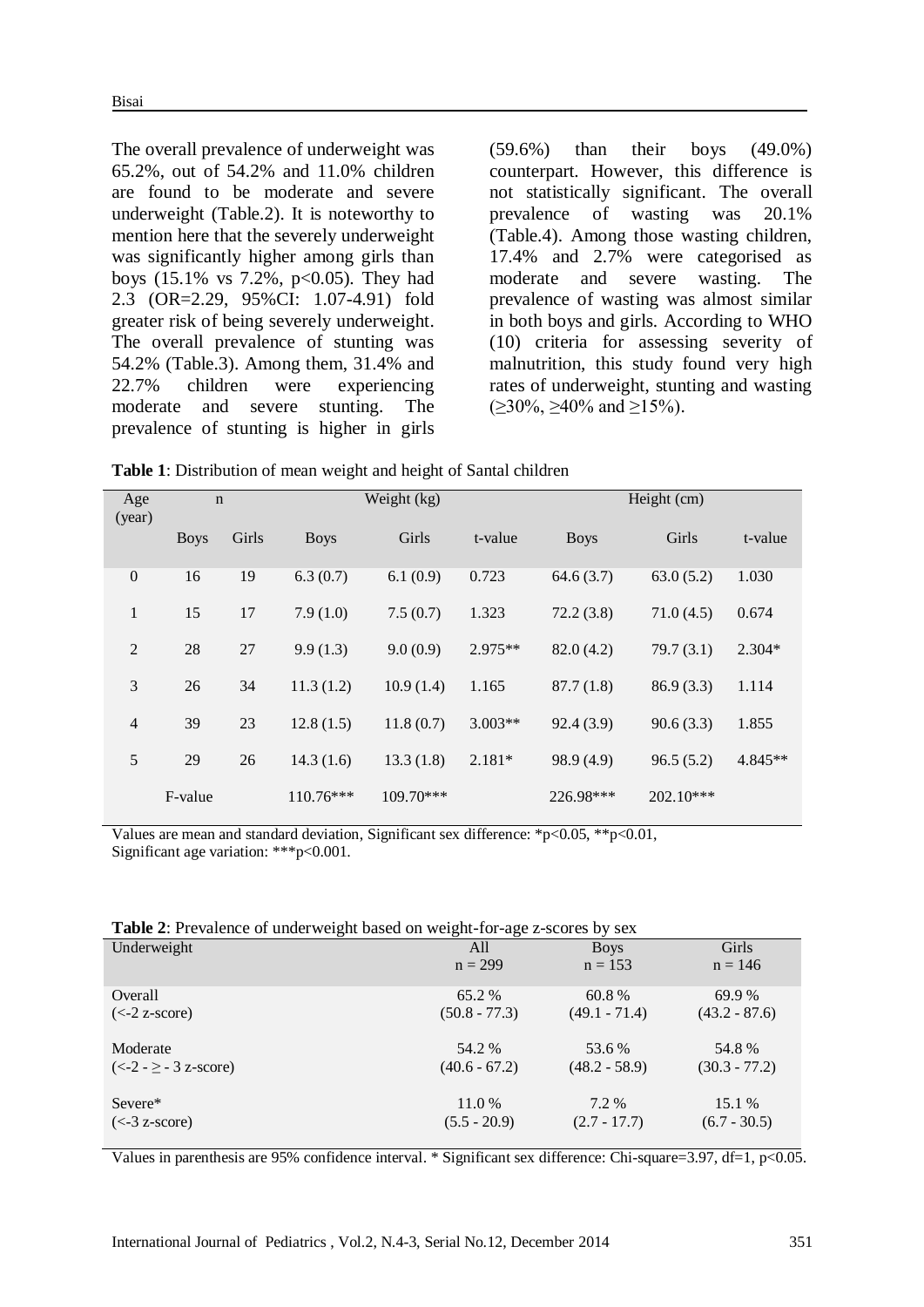The overall prevalence of underweight was 65.2%, out of 54.2% and 11.0% children are found to be moderate and severe underweight (Table.2). It is noteworthy to mention here that the severely underweight was significantly higher among girls than boys (15.1% vs 7.2%, p<0.05). They had 2.3 (OR=2.29, 95%CI: 1.07-4.91) fold greater risk of being severely underweight. The overall prevalence of stunting was 54.2% (Table.3). Among them, 31.4% and 22.7% children were experiencing moderate and severe stunting. The prevalence of stunting is higher in girls (59.6%) than their boys (49.0%) counterpart. However, this difference is not statistically significant. The overall prevalence of wasting was 20.1% (Table.4). Among those wasting children, 17.4% and 2.7% were categorised as moderate and severe wasting. The prevalence of wasting was almost similar in both boys and girls. According to WHO (10) criteria for assessing severity of malnutrition, this study found very high rates of underweight, stunting and wasting (≥30%, ≥40% and ≥15%).

**Table 1**: Distribution of mean weight and height of Santal children

| Age (year) | n | | Weight (kg) | | | Height (cm) | | |
|---|---|---|---|---|---|---|---|---|
| | Boys | Girls | Boys | Girls | t-value | Boys | Girls | t-value |
| 0 | 16 | 19 | 6.3 (0.7) | 6.1 (0.9) | 0.723 | 64.6 (3.7) | 63.0 (5.2) | 1.030 |
| 1 | 15 | 17 | 7.9 (1.0) | 7.5 (0.7) | 1.323 | 72.2 (3.8) | 71.0 (4.5) | 0.674 |
| 2 | 28 | 27 | 9.9 (1.3) | 9.0 (0.9) | 2.975** | 82.0 (4.2) | 79.7 (3.1) | 2.304* |
| 3 | 26 | 34 | 11.3 (1.2) | 10.9 (1.4) | 1.165 | 87.7 (1.8) | 86.9 (3.3) | 1.114 |
| 4 | 39 | 23 | 12.8 (1.5) | 11.8 (0.7) | 3.003** | 92.4 (3.9) | 90.6 (3.3) | 1.855 |
| 5 | 29 | 26 | 14.3 (1.6) | 13.3 (1.8) | 2.181* | 98.9 (4.9) | 96.5 (5.2) | 4.845** |
| | F-value | | 110.76*** | 109.70*** | | 226.98*** | 202.10*** | |

Values are mean and standard deviation, Significant sex difference: *p<0.05, **p<0.01, Significant age variation: ***p<0.001.

**Table 2**: Prevalence of underweight based on weight-for-age z-scores by sex

| Underweight | All<br>n = 299 | Boys<br>n = 153 | Girls<br>n = 146 |
|---|---|---|---|
| Overall<br>(<-2 z-score) | 65.2 %<br>(50.8 - 77.3) | 60.8 %<br>(49.1 - 71.4) | 69.9 %<br>(43.2 - 87.6) |
| Moderate<br>(<-2 - ≥ - 3 z-score) | 54.2 %<br>(40.6 - 67.2) | 53.6 %<br>(48.2 - 58.9) | 54.8 %<br>(30.3 - 77.2) |
| Severe*<br>(<-3 z-score) | 11.0 %<br>(5.5 - 20.9) | 7.2 %<br>(2.7 - 17.7) | 15.1 %<br>(6.7 - 30.5) |

Values in parenthesis are 95% confidence interval. * Significant sex difference: Chi-square=3.97, df=1, p<0.05.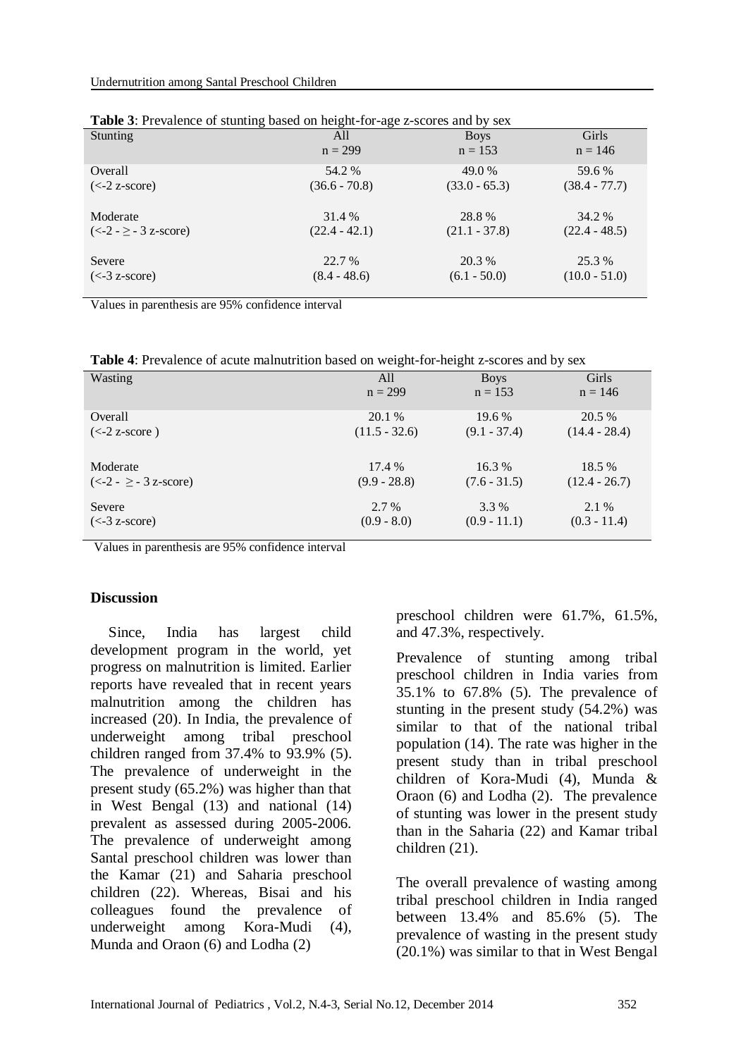**Table 3**: Prevalence of stunting based on height-for-age z-scores and by sex

| Stunting | All n = 299 | Boys n = 153 | Girls n = 146 |
|---|---|---|---|
| Overall (<-2 z-score) | 54.2 % (36.6 - 70.8) | 49.0 % (33.0 - 65.3) | 59.6 % (38.4 - 77.7) |
| Moderate (<-2 - ≥ - 3 z-score) | 31.4 % (22.4 - 42.1) | 28.8 % (21.1 - 37.8) | 34.2 % (22.4 - 48.5) |
| Severe (<-3 z-score) | 22.7 % (8.4 - 48.6) | 20.3 % (6.1 - 50.0) | 25.3 % (10.0 - 51.0) |

Values in parenthesis are 95% confidence interval

**Table 4**: Prevalence of acute malnutrition based on weight-for-height z-scores and by sex

| Wasting | All n = 299 | Boys n = 153 | Girls n = 146 |
|---|---|---|---|
| Overall (<-2 z-score ) | 20.1 % (11.5 - 32.6) | 19.6 % (9.1 - 37.4) | 20.5 % (14.4 - 28.4) |
| Moderate (<-2 - ≥ - 3 z-score) | 17.4 % (9.9 - 28.8) | 16.3 % (7.6 - 31.5) | 18.5 % (12.4 - 26.7) |
| Severe (<-3 z-score) | 2.7 % (0.9 - 8.0) | 3.3 % (0.9 - 11.1) | 2.1 % (0.3 - 11.4) |

Values in parenthesis are 95% confidence interval

## Discussion

Since, India has largest child development program in the world, yet progress on malnutrition is limited. Earlier reports have revealed that in recent years malnutrition among the children has increased (20). In India, the prevalence of underweight among tribal preschool children ranged from 37.4% to 93.9% (5). The prevalence of underweight in the present study (65.2%) was higher than that in West Bengal (13) and national (14) prevalent as assessed during 2005-2006. The prevalence of underweight among Santal preschool children was lower than the Kamar (21) and Saharia preschool children (22). Whereas, Bisai and his colleagues found the prevalence of underweight among Kora-Mudi (4), Munda and Oraon (6) and Lodha (2) preschool children were 61.7%, 61.5%, and 47.3%, respectively.

Prevalence of stunting among tribal preschool children in India varies from 35.1% to 67.8% (5). The prevalence of stunting in the present study (54.2%) was similar to that of the national tribal population (14). The rate was higher in the present study than in tribal preschool children of Kora-Mudi (4), Munda & Oraon (6) and Lodha (2). The prevalence of stunting was lower in the present study than in the Saharia (22) and Kamar tribal children (21).

The overall prevalence of wasting among tribal preschool children in India ranged between 13.4% and 85.6% (5). The prevalence of wasting in the present study (20.1%) was similar to that in West Bengal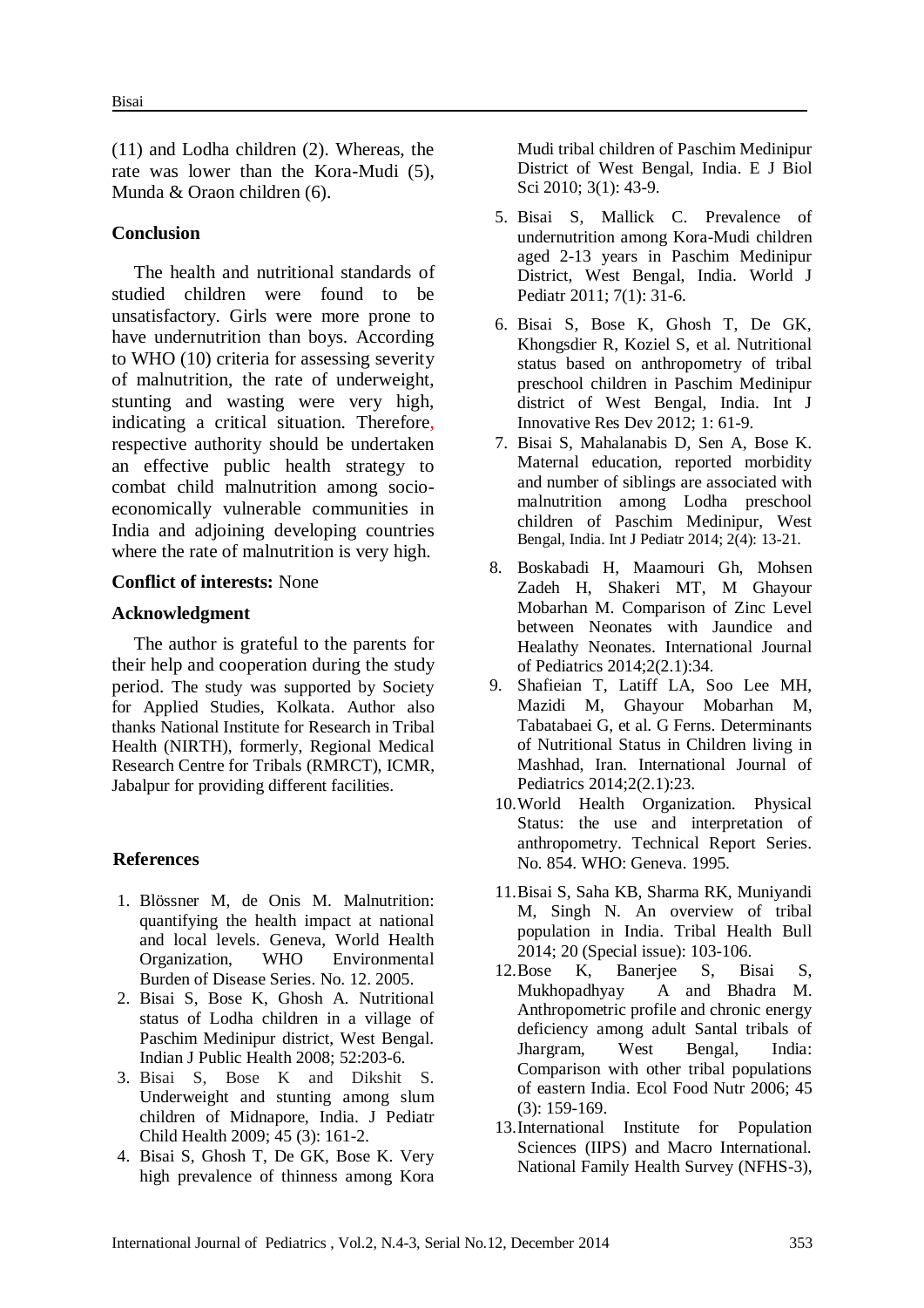(11) and Lodha children (2). Whereas, the rate was lower than the Kora-Mudi (5), Munda & Oraon children (6).

## Conclusion

The health and nutritional standards of studied children were found to be unsatisfactory. Girls were more prone to have undernutrition than boys. According to WHO (10) criteria for assessing severity of malnutrition, the rate of underweight, stunting and wasting were very high, indicating a critical situation. Therefore, respective authority should be undertaken an effective public health strategy to combat child malnutrition among socio-economically vulnerable communities in India and adjoining developing countries where the rate of malnutrition is very high.

**Conflict of interests:** None

## Acknowledgment

The author is grateful to the parents for their help and cooperation during the study period. The study was supported by Society for Applied Studies, Kolkata. Author also thanks National Institute for Research in Tribal Health (NIRTH), formerly, Regional Medical Research Centre for Tribals (RMRCT), ICMR, Jabalpur for providing different facilities.

## References

1. Blössner M, de Onis M. Malnutrition: quantifying the health impact at national and local levels. Geneva, World Health Organization, WHO Environmental Burden of Disease Series. No. 12. 2005.
2. Bisai S, Bose K, Ghosh A. Nutritional status of Lodha children in a village of Paschim Medinipur district, West Bengal. Indian J Public Health 2008; 52:203-6.
3. Bisai S, Bose K and Dikshit S. Underweight and stunting among slum children of Midnapore, India. J Pediatr Child Health 2009; 45 (3): 161-2.
4. Bisai S, Ghosh T, De GK, Bose K. Very high prevalence of thinness among Kora Mudi tribal children of Paschim Medinipur District of West Bengal, India. E J Biol Sci 2010; 3(1): 43-9.
5. Bisai S, Mallick C. Prevalence of undernutrition among Kora-Mudi children aged 2-13 years in Paschim Medinipur District, West Bengal, India. World J Pediatr 2011; 7(1): 31-6.
6. Bisai S, Bose K, Ghosh T, De GK, Khongsdier R, Koziel S, et al. Nutritional status based on anthropometry of tribal preschool children in Paschim Medinipur district of West Bengal, India. Int J Innovative Res Dev 2012; 1: 61-9.
7. Bisai S, Mahalanabis D, Sen A, Bose K. Maternal education, reported morbidity and number of siblings are associated with malnutrition among Lodha preschool children of Paschim Medinipur, West Bengal, India. Int J Pediatr 2014; 2(4): 13-21.
8. Boskabadi H, Maamouri Gh, Mohsen Zadeh H, Shakeri MT, M Ghayour Mobarhan M. Comparison of Zinc Level between Neonates with Jaundice and Healathy Neonates. International Journal of Pediatrics 2014;2(2.1):34.
9. Shafieian T, Latiff LA, Soo Lee MH, Mazidi M, Ghayour Mobarhan M, Tabatabaei G, et al. G Ferns. Determinants of Nutritional Status in Children living in Mashhad, Iran. International Journal of Pediatrics 2014;2(2.1):23.
10. World Health Organization. Physical Status: the use and interpretation of anthropometry. Technical Report Series. No. 854. WHO: Geneva. 1995.
11. Bisai S, Saha KB, Sharma RK, Muniyandi M, Singh N. An overview of tribal population in India. Tribal Health Bull 2014; 20 (Special issue): 103-106.
12. Bose K, Banerjee S, Bisai S, Mukhopadhyay A and Bhadra M. Anthropometric profile and chronic energy deficiency among adult Santal tribals of Jhargram, West Bengal, India: Comparison with other tribal populations of eastern India. Ecol Food Nutr 2006; 45 (3): 159-169.
13. International Institute for Population Sciences (IIPS) and Macro International. National Family Health Survey (NFHS-3),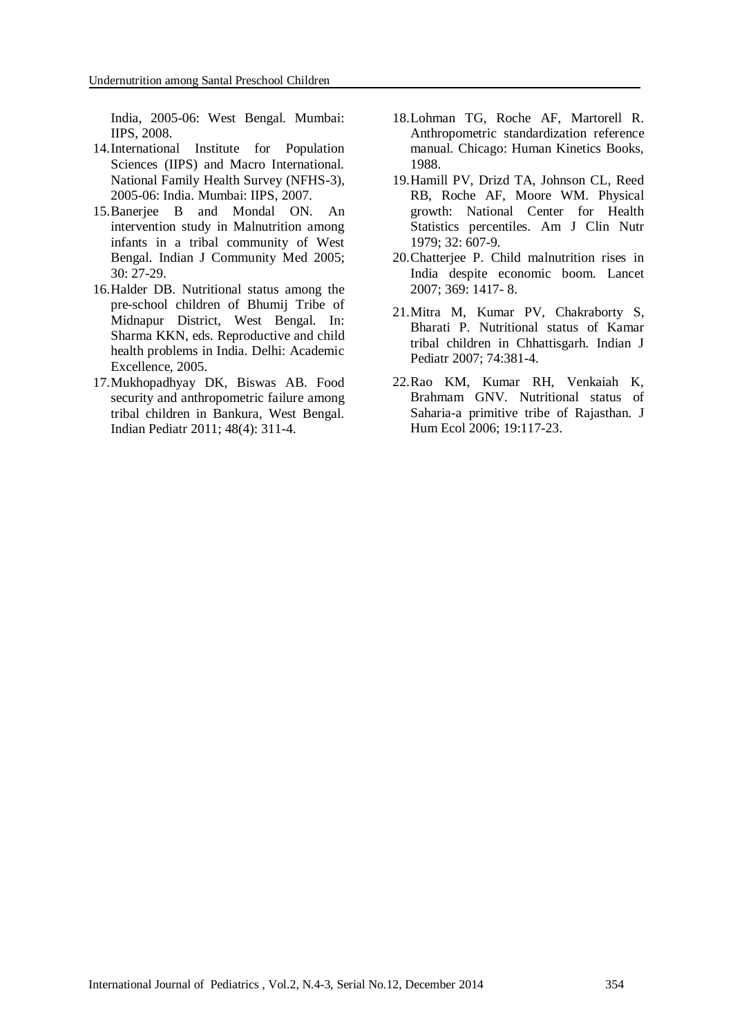India, 2005-06: West Bengal. Mumbai: IIPS, 2008.

14. International Institute for Population Sciences (IIPS) and Macro International. National Family Health Survey (NFHS-3), 2005-06: India. Mumbai: IIPS, 2007.
15. Banerjee B and Mondal ON. An intervention study in Malnutrition among infants in a tribal community of West Bengal. Indian J Community Med 2005; 30: 27-29.
16. Halder DB. Nutritional status among the pre-school children of Bhumij Tribe of Midnapur District, West Bengal. In: Sharma KKN, eds. Reproductive and child health problems in India. Delhi: Academic Excellence, 2005.
17. Mukhopadhyay DK, Biswas AB. Food security and anthropometric failure among tribal children in Bankura, West Bengal. Indian Pediatr 2011; 48(4): 311-4.
18. Lohman TG, Roche AF, Martorell R. Anthropometric standardization reference manual. Chicago: Human Kinetics Books, 1988.
19. Hamill PV, Drizd TA, Johnson CL, Reed RB, Roche AF, Moore WM. Physical growth: National Center for Health Statistics percentiles. Am J Clin Nutr 1979; 32: 607-9.
20. Chatterjee P. Child malnutrition rises in India despite economic boom. Lancet 2007; 369: 1417- 8.
21. Mitra M, Kumar PV, Chakraborty S, Bharati P. Nutritional status of Kamar tribal children in Chhattisgarh. Indian J Pediatr 2007; 74:381-4.
22. Rao KM, Kumar RH, Venkaiah K, Brahmam GNV. Nutritional status of Saharia-a primitive tribe of Rajasthan. J Hum Ecol 2006; 19:117-23.